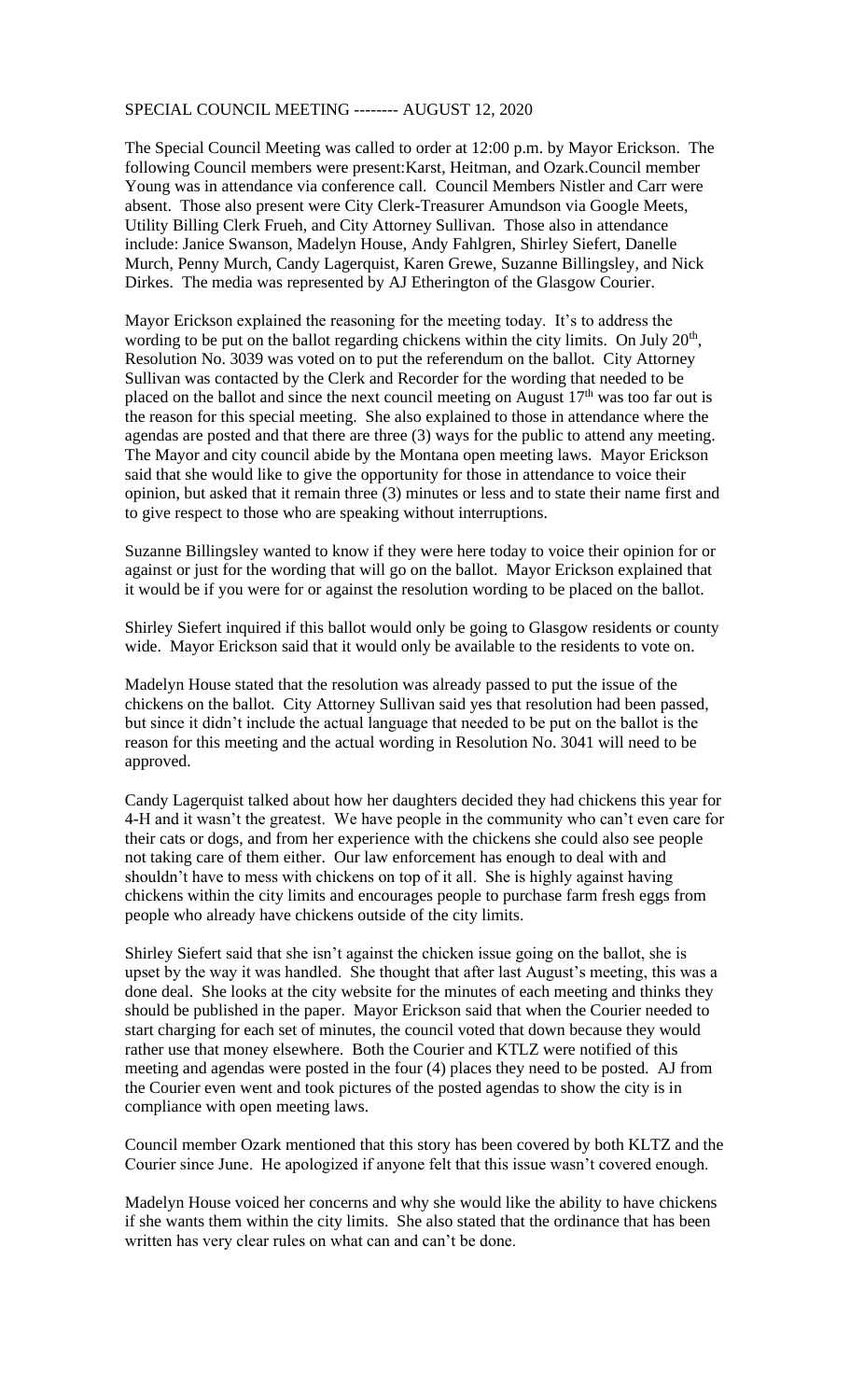SPECIAL COUNCIL MEETING -------- AUGUST 12, 2020

The Special Council Meeting was called to order at 12:00 p.m. by Mayor Erickson. The following Council members were present:Karst, Heitman, and Ozark.Council member Young was in attendance via conference call. Council Members Nistler and Carr were absent. Those also present were City Clerk-Treasurer Amundson via Google Meets, Utility Billing Clerk Frueh, and City Attorney Sullivan. Those also in attendance include: Janice Swanson, Madelyn House, Andy Fahlgren, Shirley Siefert, Danelle Murch, Penny Murch, Candy Lagerquist, Karen Grewe, Suzanne Billingsley, and Nick Dirkes. The media was represented by AJ Etherington of the Glasgow Courier.

Mayor Erickson explained the reasoning for the meeting today. It's to address the wording to be put on the ballot regarding chickens within the city limits. On July 20th, Resolution No. 3039 was voted on to put the referendum on the ballot. City Attorney Sullivan was contacted by the Clerk and Recorder for the wording that needed to be placed on the ballot and since the next council meeting on August 17th was too far out is the reason for this special meeting. She also explained to those in attendance where the agendas are posted and that there are three (3) ways for the public to attend any meeting. The Mayor and city council abide by the Montana open meeting laws. Mayor Erickson said that she would like to give the opportunity for those in attendance to voice their opinion, but asked that it remain three (3) minutes or less and to state their name first and to give respect to those who are speaking without interruptions.

Suzanne Billingsley wanted to know if they were here today to voice their opinion for or against or just for the wording that will go on the ballot. Mayor Erickson explained that it would be if you were for or against the resolution wording to be placed on the ballot.

Shirley Siefert inquired if this ballot would only be going to Glasgow residents or county wide. Mayor Erickson said that it would only be available to the residents to vote on.

Madelyn House stated that the resolution was already passed to put the issue of the chickens on the ballot. City Attorney Sullivan said yes that resolution had been passed, but since it didn't include the actual language that needed to be put on the ballot is the reason for this meeting and the actual wording in Resolution No. 3041 will need to be approved.

Candy Lagerquist talked about how her daughters decided they had chickens this year for 4-H and it wasn't the greatest. We have people in the community who can't even care for their cats or dogs, and from her experience with the chickens she could also see people not taking care of them either. Our law enforcement has enough to deal with and shouldn't have to mess with chickens on top of it all. She is highly against having chickens within the city limits and encourages people to purchase farm fresh eggs from people who already have chickens outside of the city limits.

Shirley Siefert said that she isn't against the chicken issue going on the ballot, she is upset by the way it was handled. She thought that after last August's meeting, this was a done deal. She looks at the city website for the minutes of each meeting and thinks they should be published in the paper. Mayor Erickson said that when the Courier needed to start charging for each set of minutes, the council voted that down because they would rather use that money elsewhere. Both the Courier and KTLZ were notified of this meeting and agendas were posted in the four (4) places they need to be posted. AJ from the Courier even went and took pictures of the posted agendas to show the city is in compliance with open meeting laws.

Council member Ozark mentioned that this story has been covered by both KLTZ and the Courier since June. He apologized if anyone felt that this issue wasn't covered enough.

Madelyn House voiced her concerns and why she would like the ability to have chickens if she wants them within the city limits. She also stated that the ordinance that has been written has very clear rules on what can and can't be done.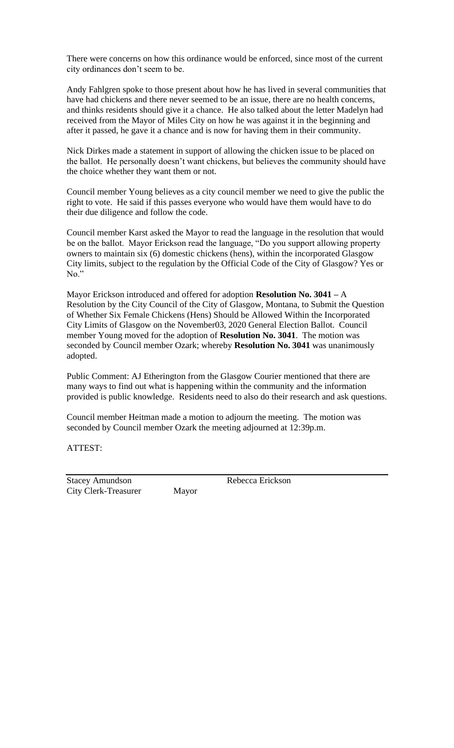There were concerns on how this ordinance would be enforced, since most of the current city ordinances don't seem to be.

Andy Fahlgren spoke to those present about how he has lived in several communities that have had chickens and there never seemed to be an issue, there are no health concerns, and thinks residents should give it a chance. He also talked about the letter Madelyn had received from the Mayor of Miles City on how he was against it in the beginning and after it passed, he gave it a chance and is now for having them in their community.

Nick Dirkes made a statement in support of allowing the chicken issue to be placed on the ballot. He personally doesn't want chickens, but believes the community should have the choice whether they want them or not.

Council member Young believes as a city council member we need to give the public the right to vote. He said if this passes everyone who would have them would have to do their due diligence and follow the code.

Council member Karst asked the Mayor to read the language in the resolution that would be on the ballot. Mayor Erickson read the language, "Do you support allowing property owners to maintain six (6) domestic chickens (hens), within the incorporated Glasgow City limits, subject to the regulation by the Official Code of the City of Glasgow? Yes or No."

Mayor Erickson introduced and offered for adoption **Resolution No. 3041** – A Resolution by the City Council of the City of Glasgow, Montana, to Submit the Question of Whether Six Female Chickens (Hens) Should be Allowed Within the Incorporated City Limits of Glasgow on the November03, 2020 General Election Ballot. Council member Young moved for the adoption of **Resolution No. 3041**. The motion was seconded by Council member Ozark; whereby **Resolution No. 3041** was unanimously adopted.

Public Comment: AJ Etherington from the Glasgow Courier mentioned that there are many ways to find out what is happening within the community and the information provided is public knowledge. Residents need to also do their research and ask questions.

Council member Heitman made a motion to adjourn the meeting. The motion was seconded by Council member Ozark the meeting adjourned at 12:39p.m.

ATTEST:

Stacey Amundson
City Clerk-Treasurer

Rebecca Erickson
Mayor